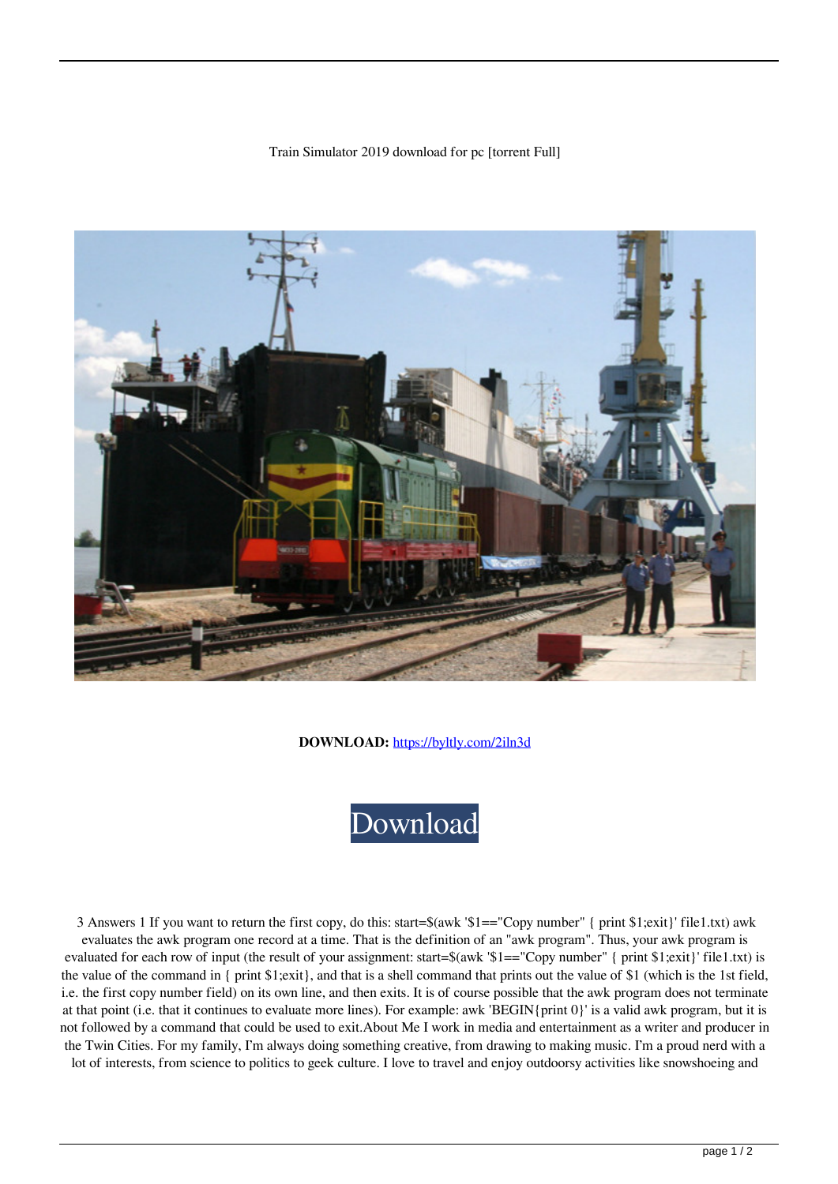Train Simulator 2019 download for pc [torrent Full]

**DOWNLOAD:** https://byltly.com/2iln3d

Download

3 Answers 1 If you want to return the first copy, do this: start=$(awk '$1=="Copy number" { print $1;exit}' file1.txt) awk evaluates the awk program one record at a time. That is the definition of an "awk program". Thus, your awk program is evaluated for each row of input (the result of your assignment: start=$(awk '$1=="Copy number" { print $1;exit}' file1.txt) is the value of the command in { print $1;exit}, and that is a shell command that prints out the value of $1 (which is the 1st field, i.e. the first copy number field) on its own line, and then exits. It is of course possible that the awk program does not terminate at that point (i.e. that it continues to evaluate more lines). For example: awk 'BEGIN{print 0}' is a valid awk program, but it is not followed by a command that could be used to exit.About Me I work in media and entertainment as a writer and producer in the Twin Cities. For my family, I'm always doing something creative, from drawing to making music. I'm a proud nerd with a lot of interests, from science to politics to geek culture. I love to travel and enjoy outdoorsy activities like snowshoeing and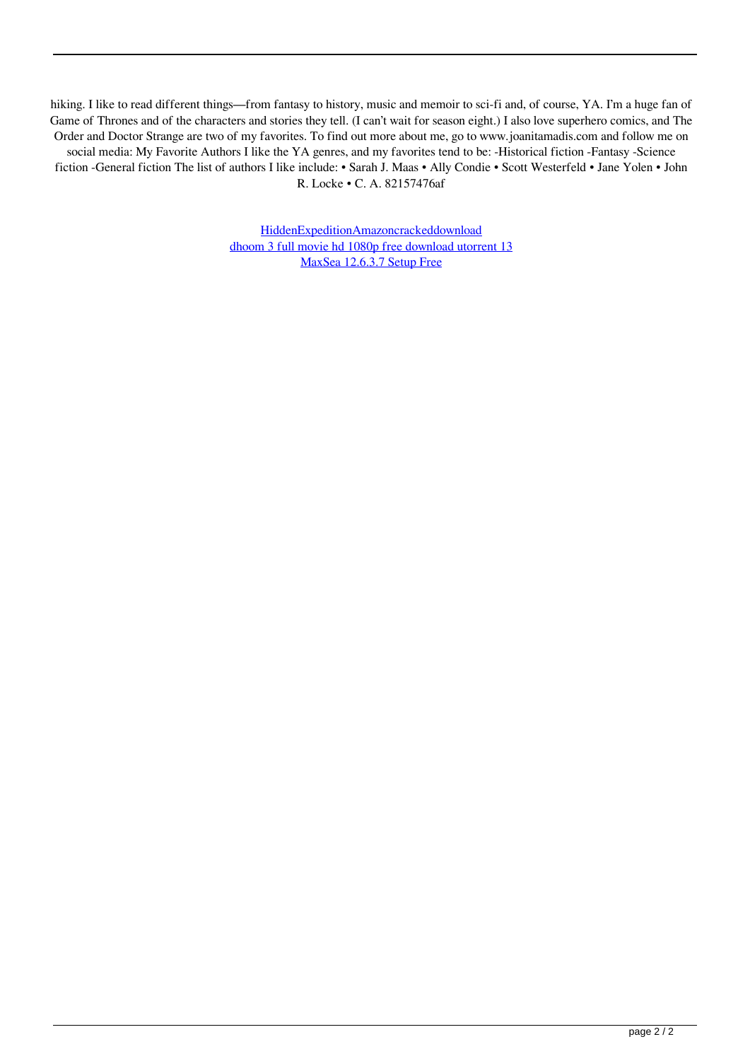hiking. I like to read different things—from fantasy to history, music and memoir to sci-fi and, of course, YA. I'm a huge fan of Game of Thrones and of the characters and stories they tell. (I can't wait for season eight.) I also love superhero comics, and The Order and Doctor Strange are two of my favorites. To find out more about me, go to www.joanitamadis.com and follow me on social media: My Favorite Authors I like the YA genres, and my favorites tend to be: -Historical fiction -Fantasy -Science fiction -General fiction The list of authors I like include: • Sarah J. Maas • Ally Condie • Scott Westerfeld • Jane Yolen • John R. Locke • C. A. 82157476af

HiddenExpeditionAmazoncrackeddownload
dhoom 3 full movie hd 1080p free download utorrent 13
MaxSea 12.6.3.7 Setup Free